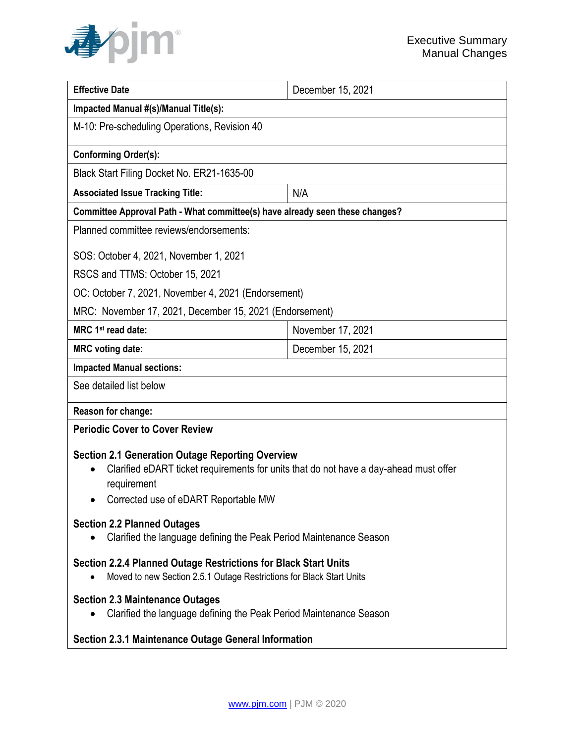Executive Summary
Manual Changes

| Effective Date | December 15, 2021 |
|---|---|
| **Impacted Manual #(s)/Manual Title(s):** | |
| M-10: Pre-scheduling Operations, Revision 40 | |
| **Conforming Order(s):** | |
| Black Start Filing Docket No. ER21-1635-00 | |
| **Associated Issue Tracking Title:** | N/A |
| **Committee Approval Path - What committee(s) have already seen these changes?** | |
| Planned committee reviews/endorsements:<br><br>SOS: October 4, 2021, November 1, 2021<br>RSCS and TTMS: October 15, 2021<br>OC: October 7, 2021, November 4, 2021 (Endorsement)<br>MRC: November 17, 2021, December 15, 2021 (Endorsement) | |
| **MRC 1st read date:** | November 17, 2021 |
| **MRC voting date:** | December 15, 2021 |
| **Impacted Manual sections:** | |
| See detailed list below | |
| **Reason for change:** | |

**Periodic Cover to Cover Review**

**Section 2.1 Generation Outage Reporting Overview**

- Clarified eDART ticket requirements for units that do not have a day-ahead must offer requirement
- Corrected use of eDART Reportable MW

**Section 2.2 Planned Outages**

- Clarified the language defining the Peak Period Maintenance Season

**Section 2.2.4 Planned Outage Restrictions for Black Start Units**

- Moved to new Section 2.5.1 Outage Restrictions for Black Start Units

**Section 2.3 Maintenance Outages**

- Clarified the language defining the Peak Period Maintenance Season

**Section 2.3.1 Maintenance Outage General Information**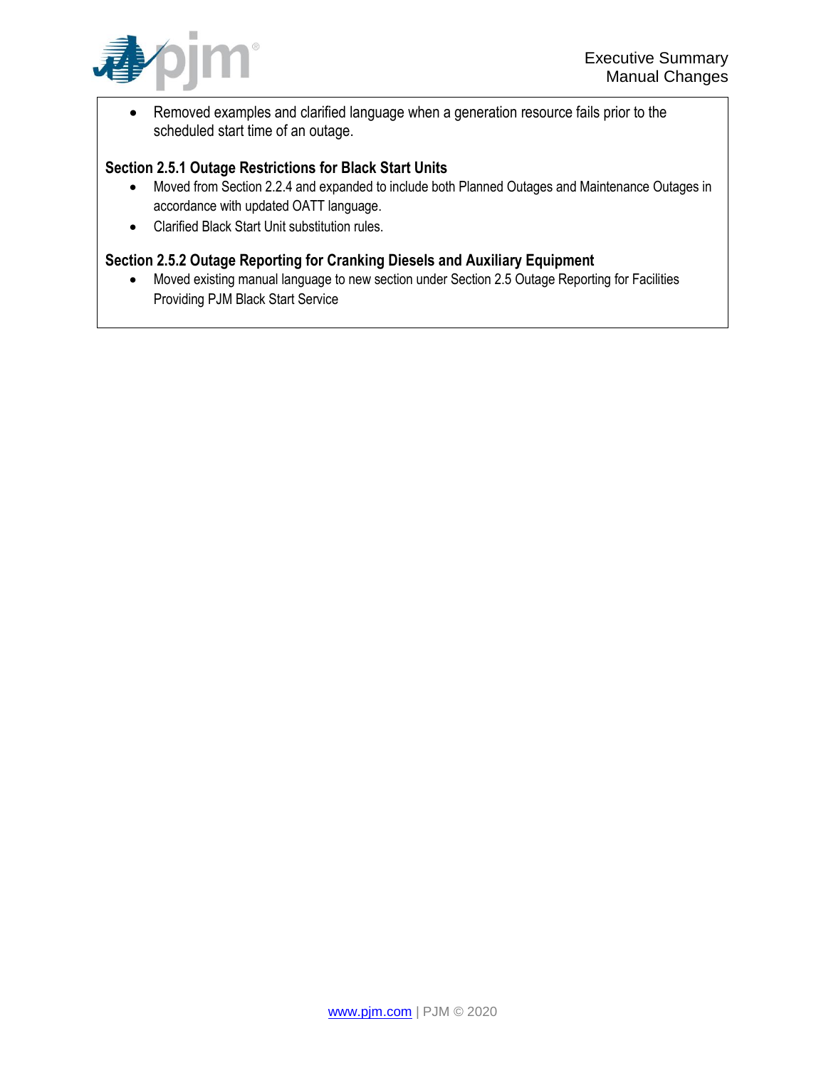- Removed examples and clarified language when a generation resource fails prior to the scheduled start time of an outage.

**Section 2.5.1 Outage Restrictions for Black Start Units**

- Moved from Section 2.2.4 and expanded to include both Planned Outages and Maintenance Outages in accordance with updated OATT language.
- Clarified Black Start Unit substitution rules.

**Section 2.5.2 Outage Reporting for Cranking Diesels and Auxiliary Equipment**

- Moved existing manual language to new section under Section 2.5 Outage Reporting for Facilities Providing PJM Black Start Service